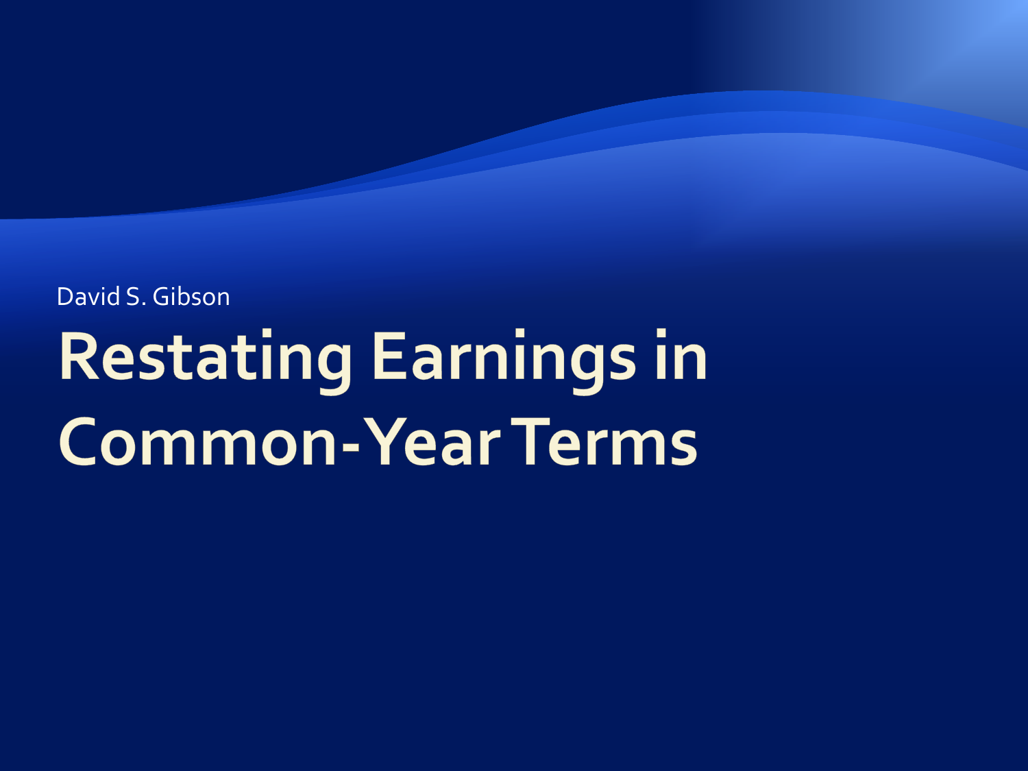David S. Gibson

# Restating Earnings in Common-Year Terms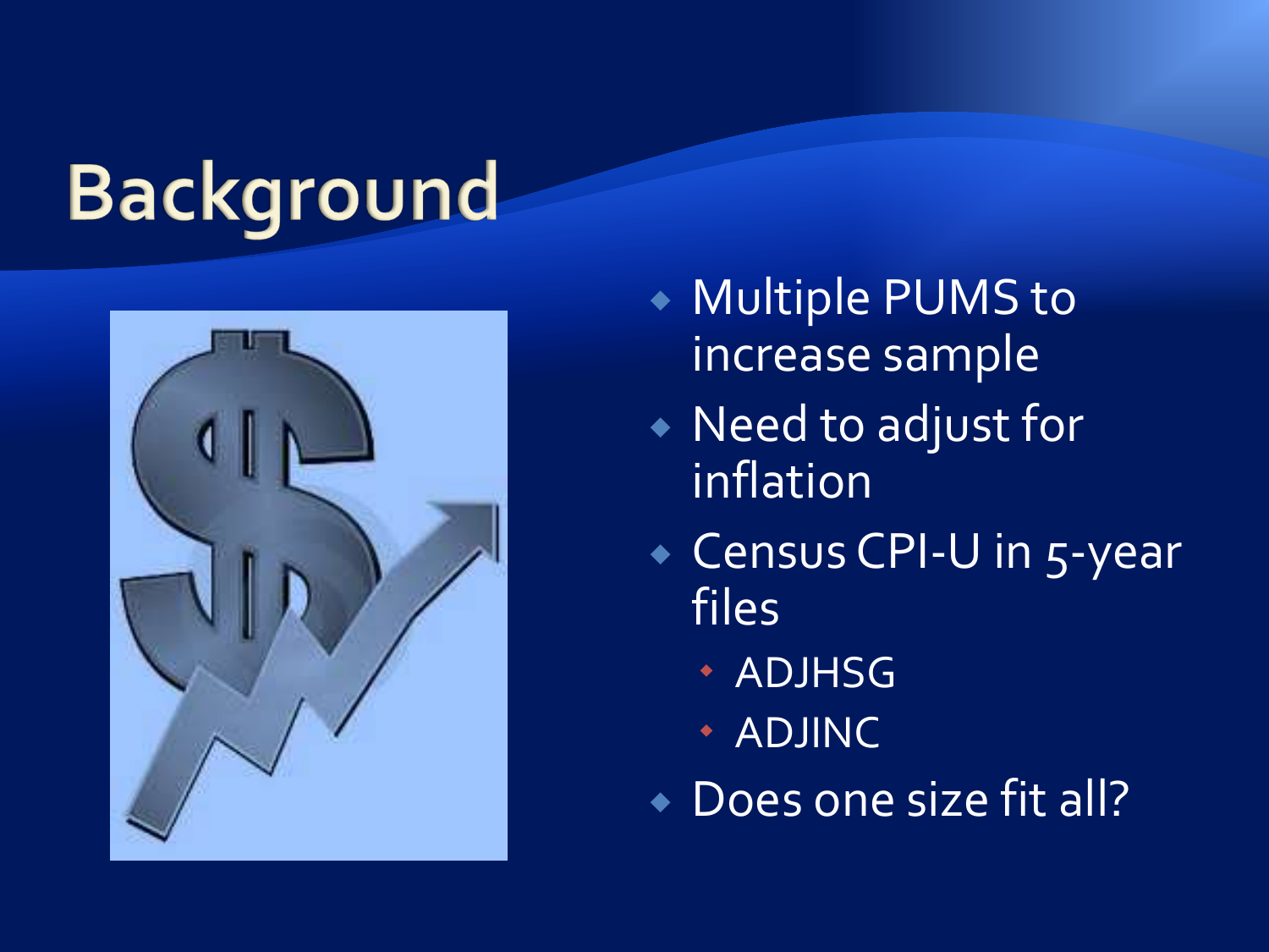# Background

- Multiple PUMS to increase sample
- Need to adjust for inflation
- Census CPI-U in 5-year files
  - ADJHSG
  - ADJINC
- Does one size fit all?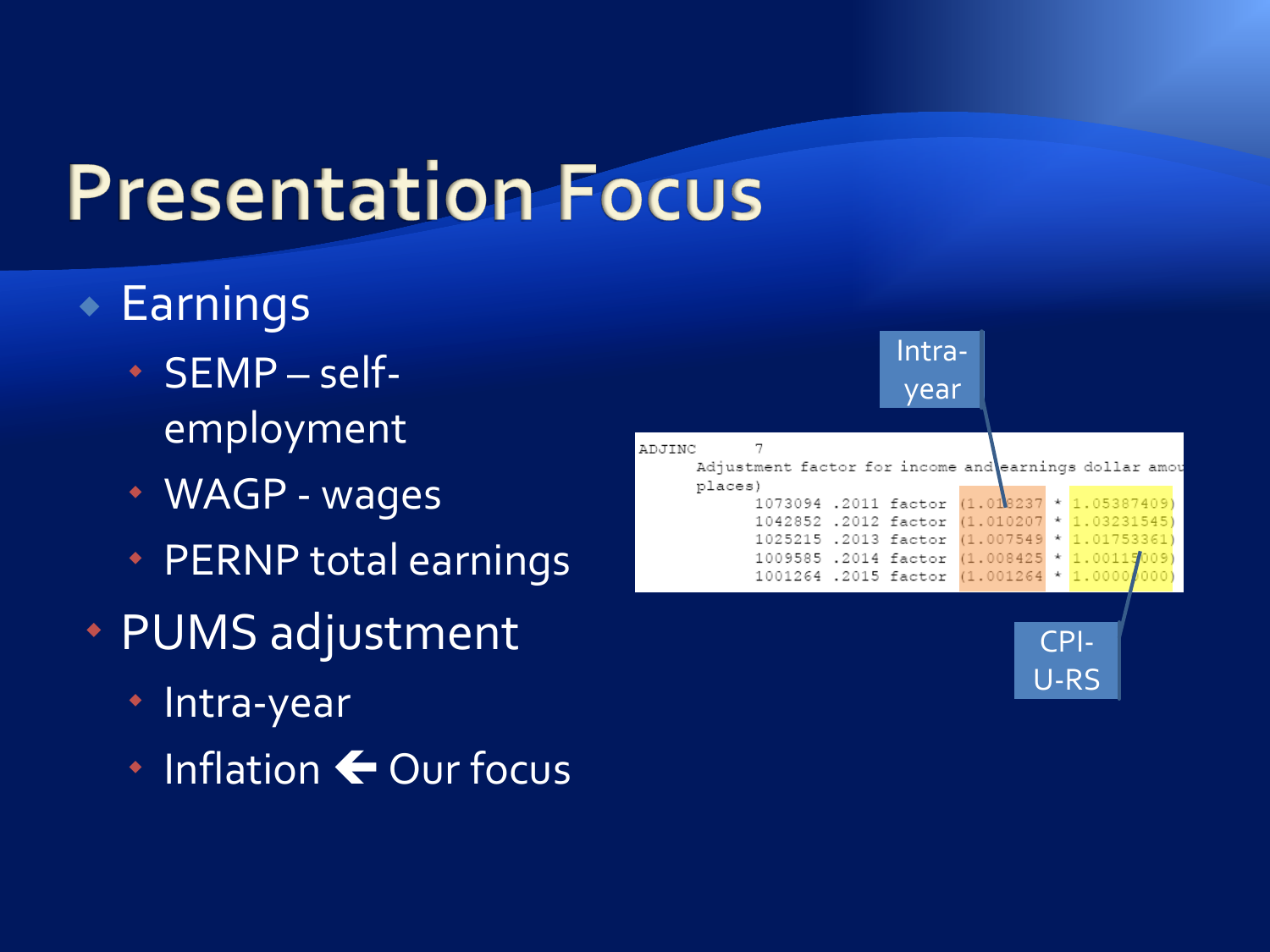# Presentation Focus

- Earnings
  - SEMP – self-employment
  - WAGP - wages
  - PERNP total earnings
- PUMS adjustment
  - Intra-year
  - Inflation ← Our focus

```
ADJINC      7
     Adjustment factor for income and earnings dollar amou
     places)
          1073094 .2011 factor (1.018237 * 1.05387409)
          1042852 .2012 factor (1.010207 * 1.03231545)
          1025215 .2013 factor (1.007549 * 1.01753361)
          1009585 .2014 factor (1.008425 * 1.00115009)
          1001264 .2015 factor (1.001264 * 1.00000000)
```

Intra-year

CPI-U-RS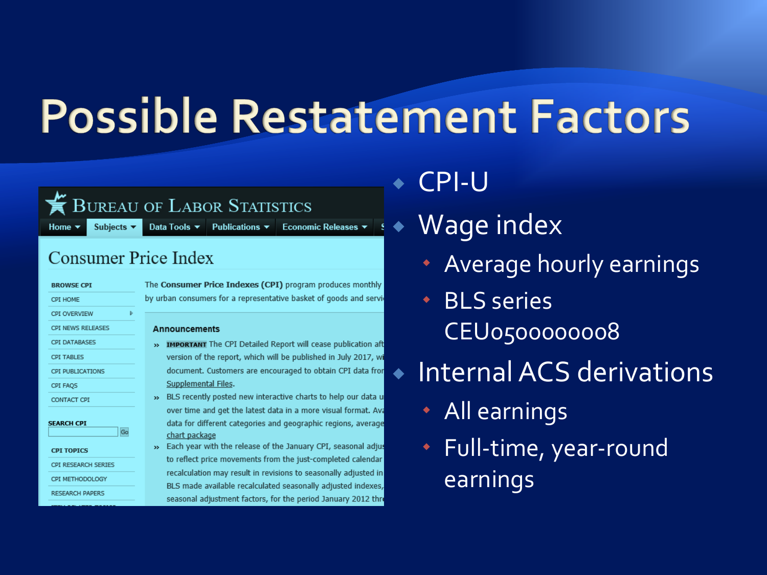# Possible Restatement Factors

- CPI-U
- Wage index
  - Average hourly earnings
  - BLS series CEU0500000008
- Internal ACS derivations
  - All earnings
  - Full-time, year-round earnings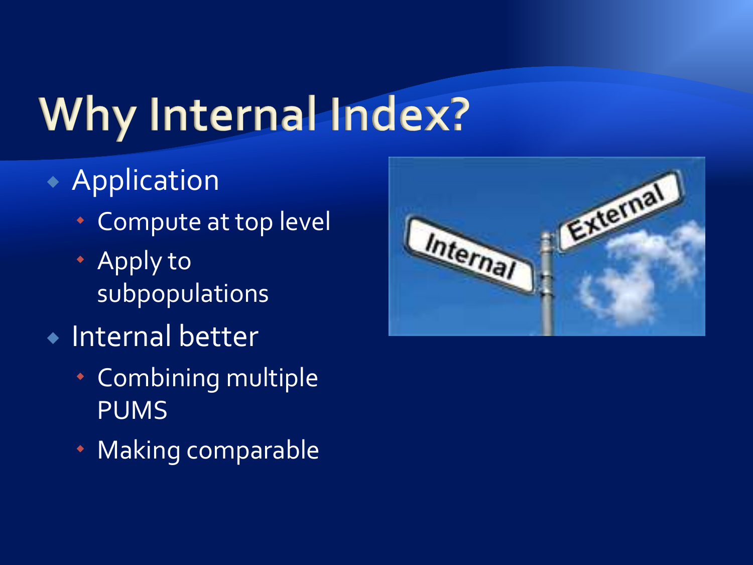# Why Internal Index?

- Application
  - Compute at top level
  - Apply to subpopulations
- Internal better
  - Combining multiple PUMS
  - Making comparable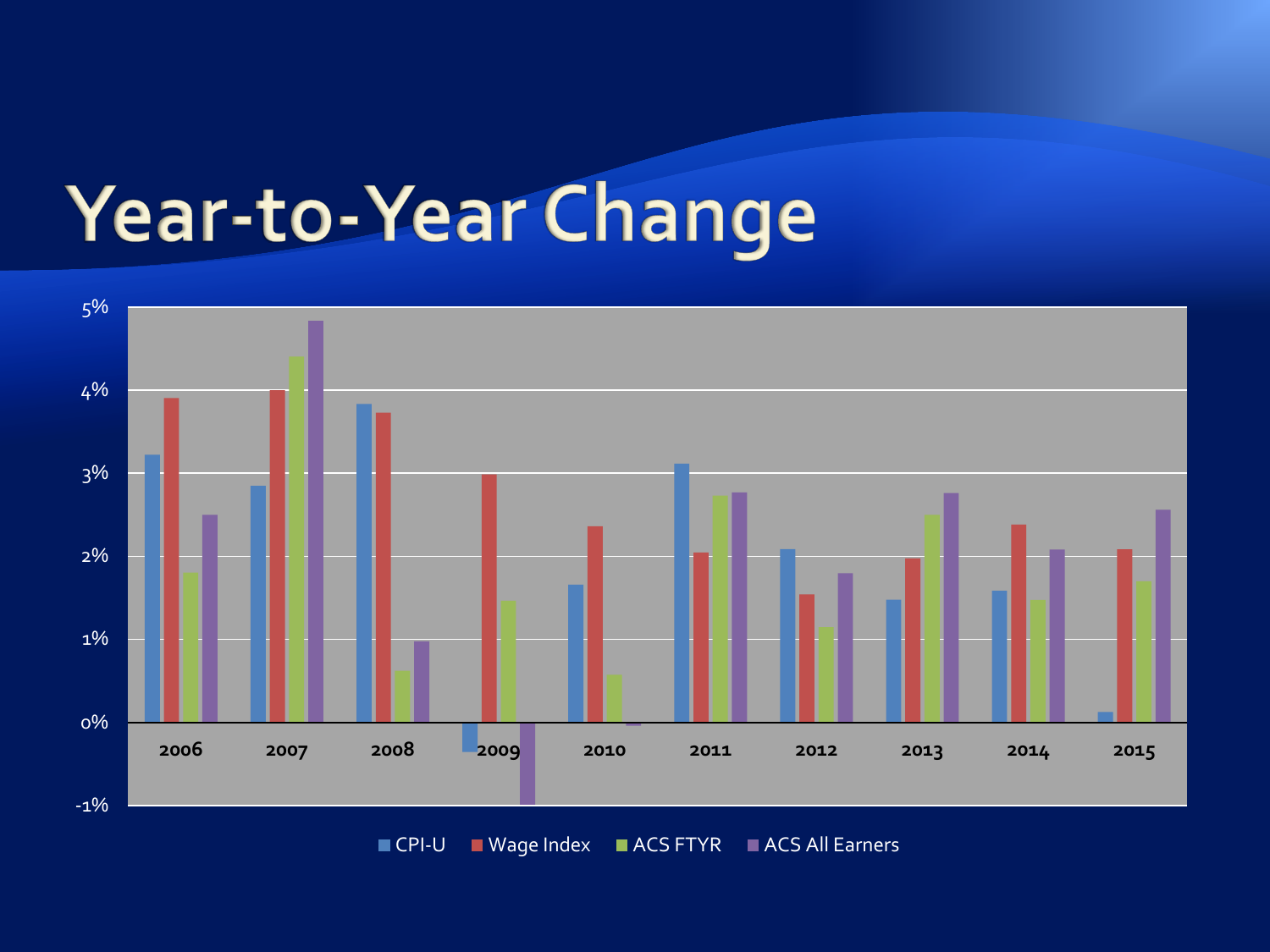# Year-to-Year Change

5%

4%

3%

2%

1%

0%

-1%

2006 2007 2008 2009 2010 2011 2012 2013 2014 2015

CPI-U   Wage Index   ACS FTYR   ACS All Earners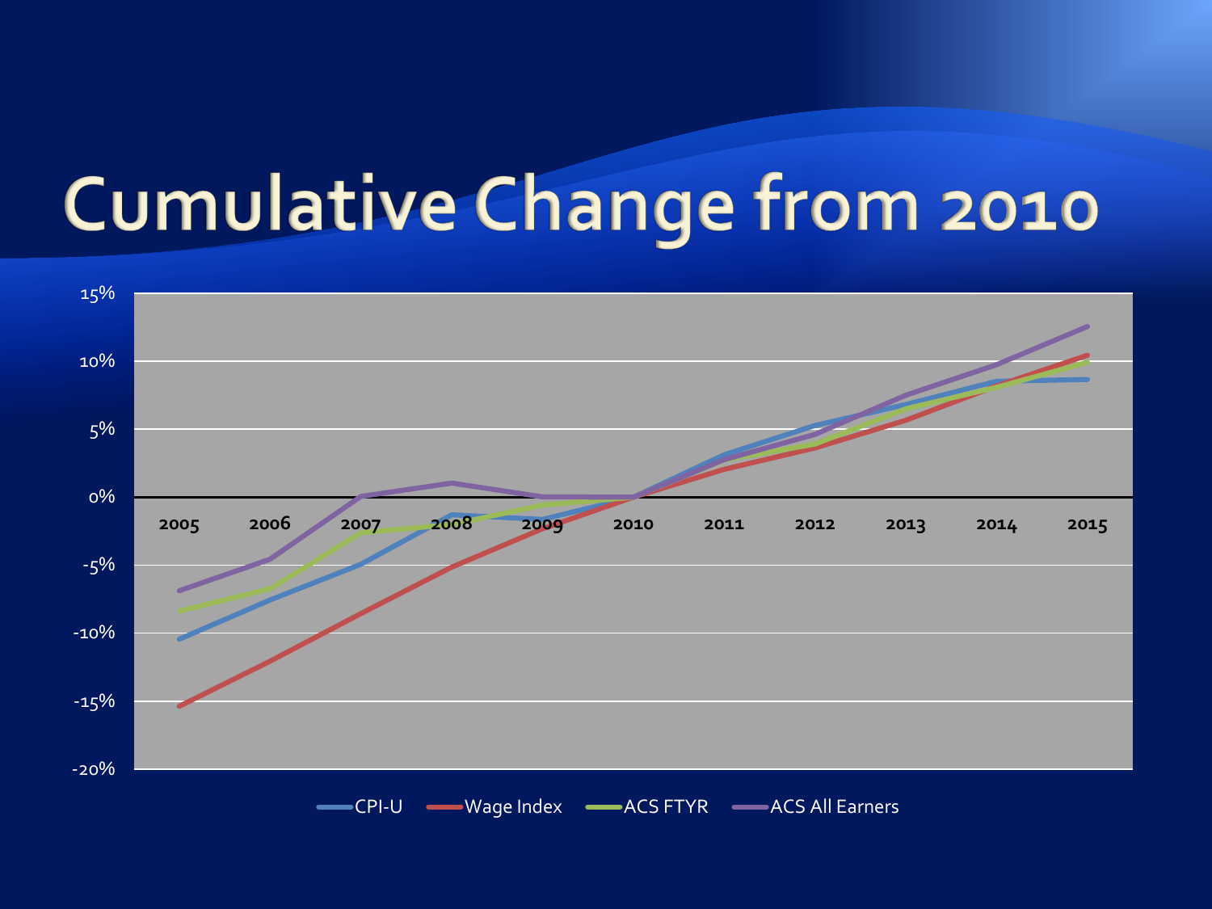# Cumulative Change from 2010

15%
10%
5%
0%
-5%
-10%
-15%
-20%

2005 2006 2007 2008 2009 2010 2011 2012 2013 2014 2015

CPI-U | Wage Index | ACS FTYR | ACS All Earners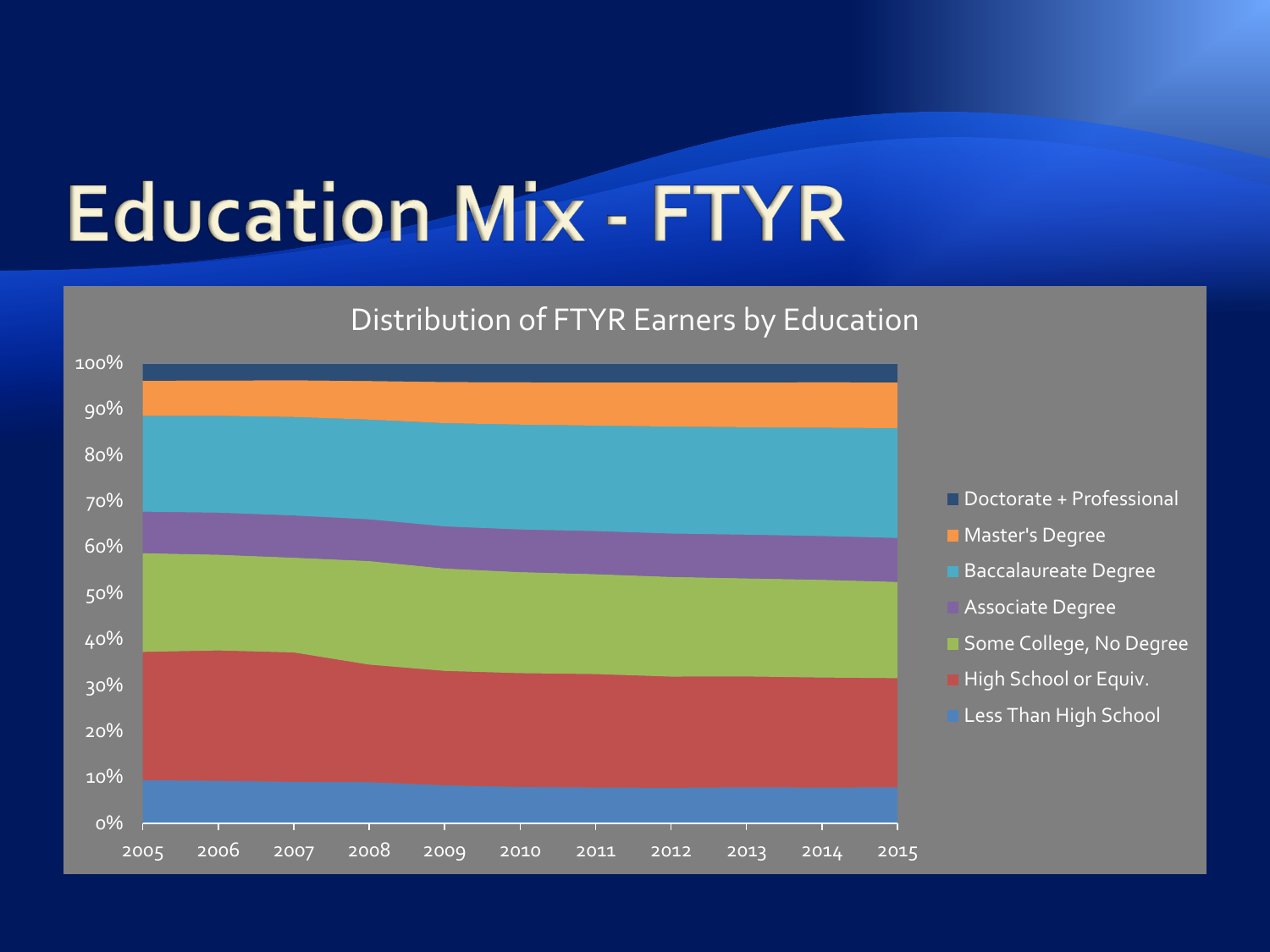# Education Mix - FTYR

Distribution of FTYR Earners by Education

100%
90%
80%
70%
60%
50%
40%
30%
20%
10%
0%

2005 2006 2007 2008 2009 2010 2011 2012 2013 2014 2015

- Doctorate + Professional
- Master's Degree
- Baccalaureate Degree
- Associate Degree
- Some College, No Degree
- High School or Equiv.
- Less Than High School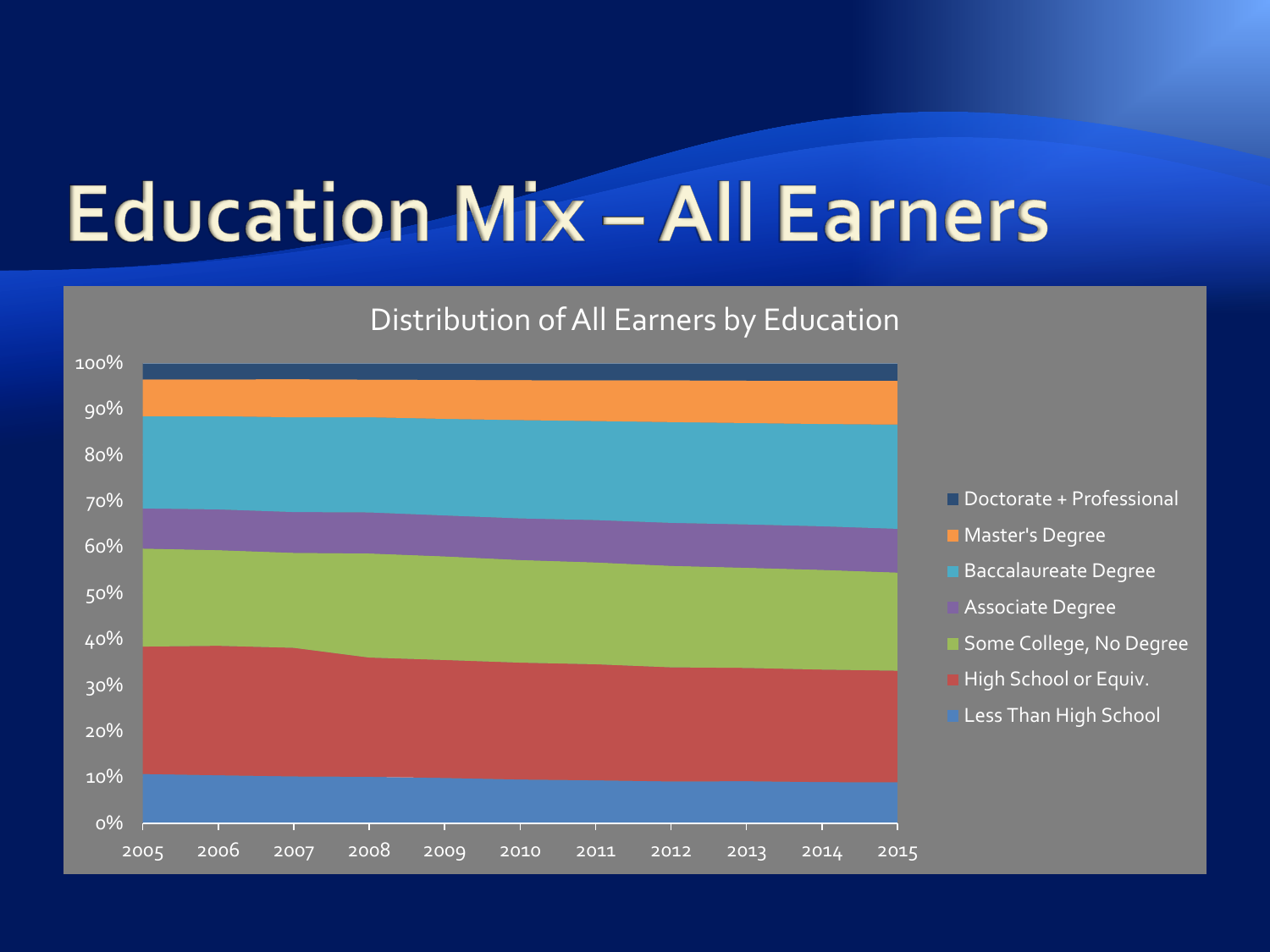# Education Mix – All Earners

Distribution of All Earners by Education

100%
90%
80%
70%
60%
50%
40%
30%
20%
10%
0%

2005 2006 2007 2008 2009 2010 2011 2012 2013 2014 2015

- Doctorate + Professional
- Master's Degree
- Baccalaureate Degree
- Associate Degree
- Some College, No Degree
- High School or Equiv.
- Less Than High School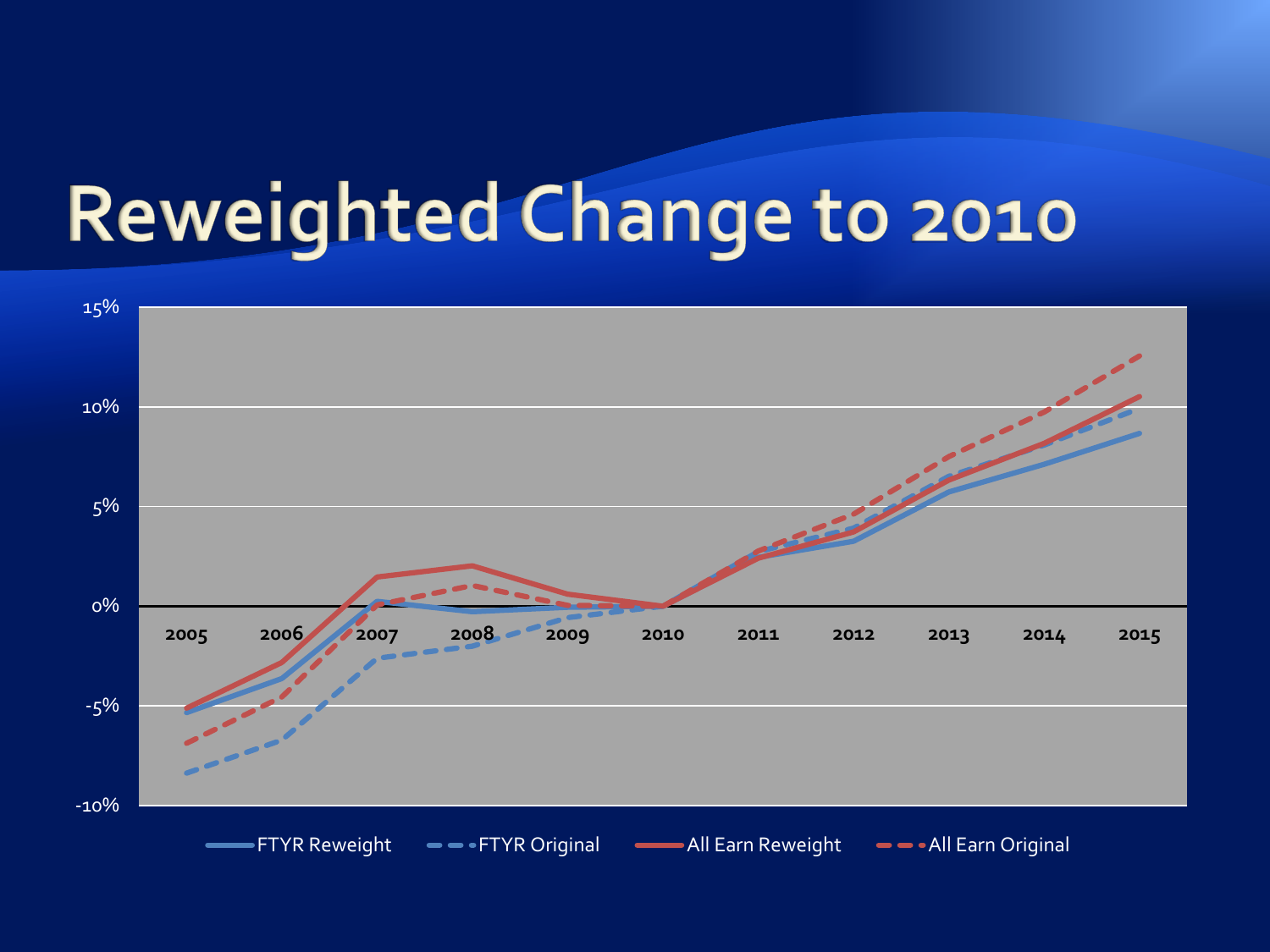# Reweighted Change to 2010

15%
10%
5%
0%
-5%
-10%

2005 2006 2007 2008 2009 2010 2011 2012 2013 2014 2015

FTYR Reweight FTYR Original All Earn Reweight All Earn Original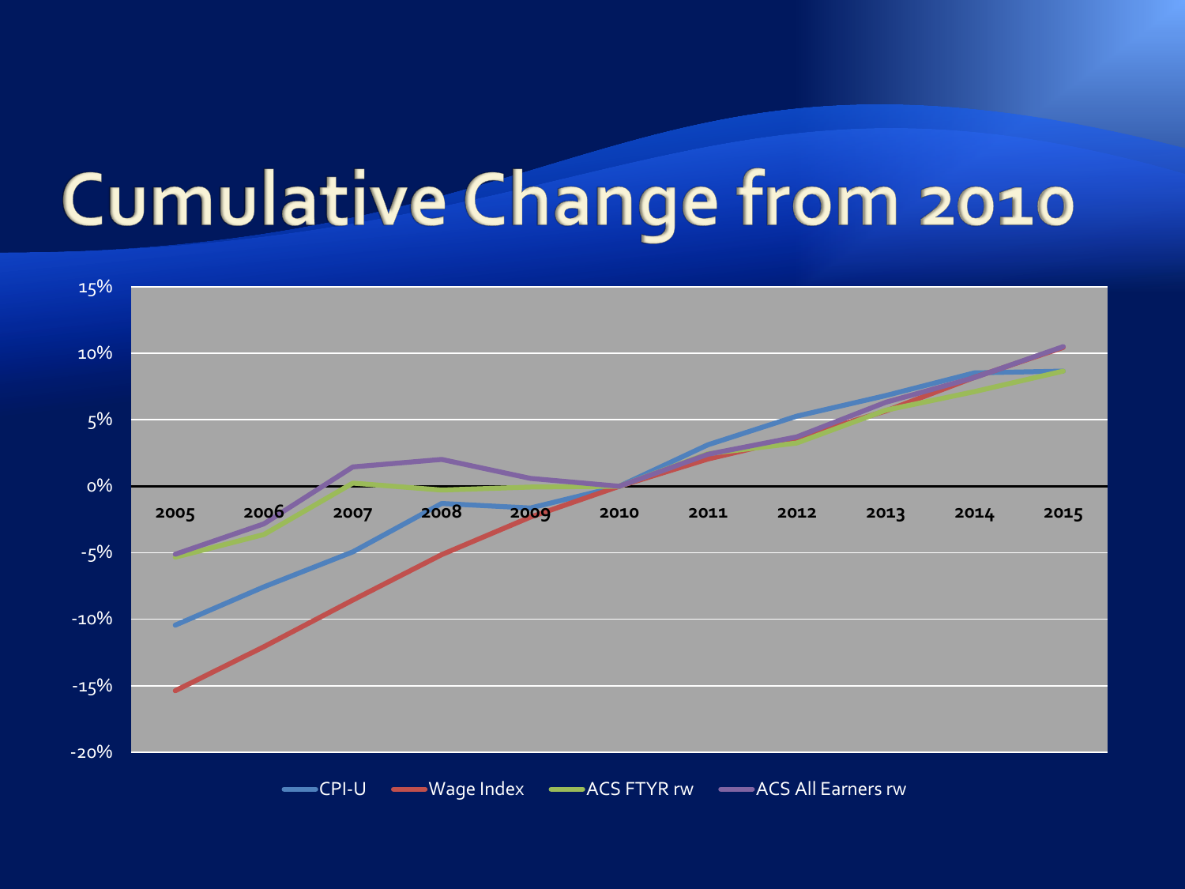# Cumulative Change from 2010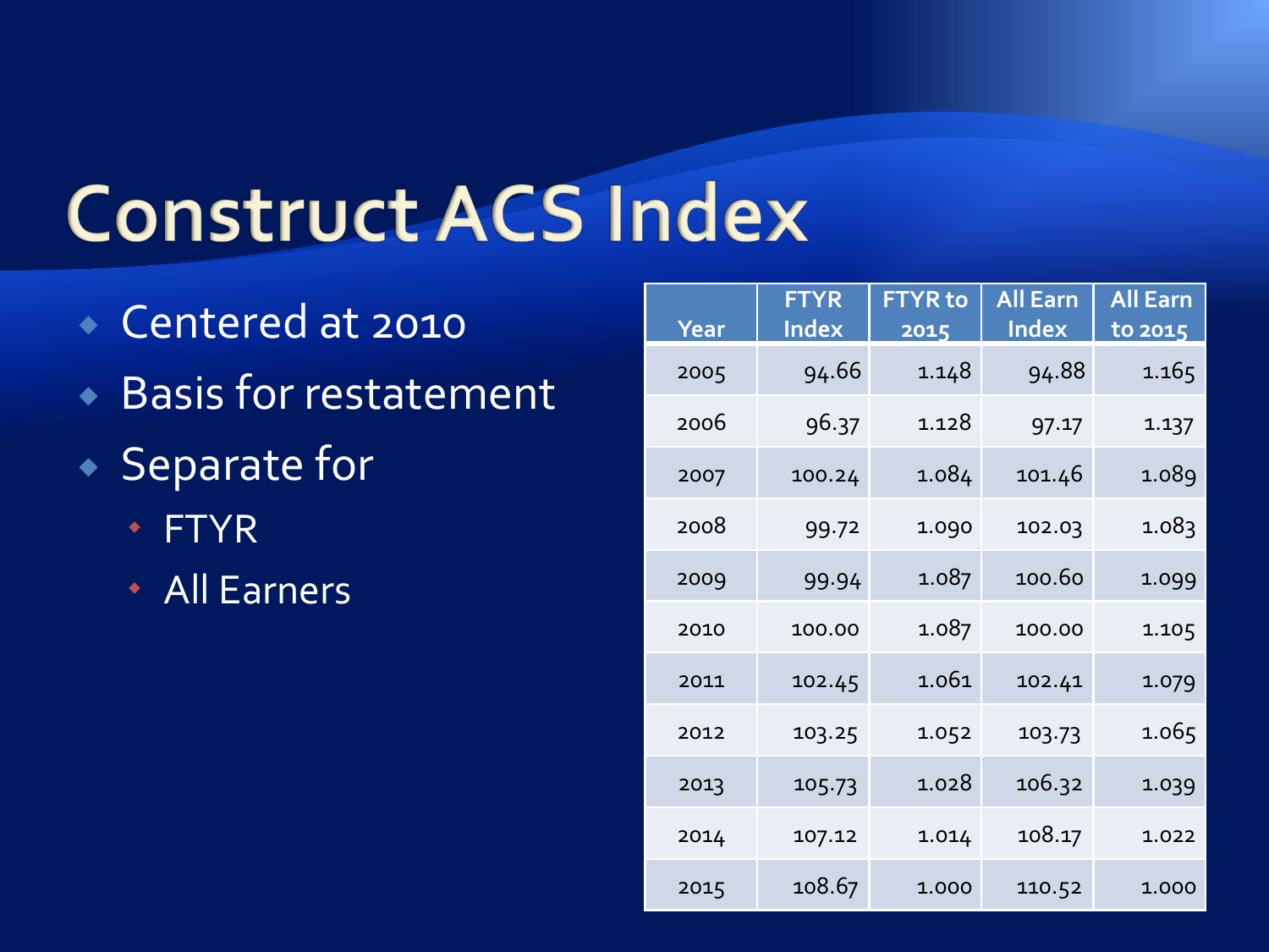# Construct ACS Index

- Centered at 2010
- Basis for restatement
- Separate for
  - FTYR
  - All Earners

| Year | FTYR Index | FTYR to 2015 | All Earn Index | All Earn to 2015 |
|---|---|---|---|---|
| 2005 | 94.66 | 1.148 | 94.88 | 1.165 |
| 2006 | 96.37 | 1.128 | 97.17 | 1.137 |
| 2007 | 100.24 | 1.084 | 101.46 | 1.089 |
| 2008 | 99.72 | 1.090 | 102.03 | 1.083 |
| 2009 | 99.94 | 1.087 | 100.60 | 1.099 |
| 2010 | 100.00 | 1.087 | 100.00 | 1.105 |
| 2011 | 102.45 | 1.061 | 102.41 | 1.079 |
| 2012 | 103.25 | 1.052 | 103.73 | 1.065 |
| 2013 | 105.73 | 1.028 | 106.32 | 1.039 |
| 2014 | 107.12 | 1.014 | 108.17 | 1.022 |
| 2015 | 108.67 | 1.000 | 110.52 | 1.000 |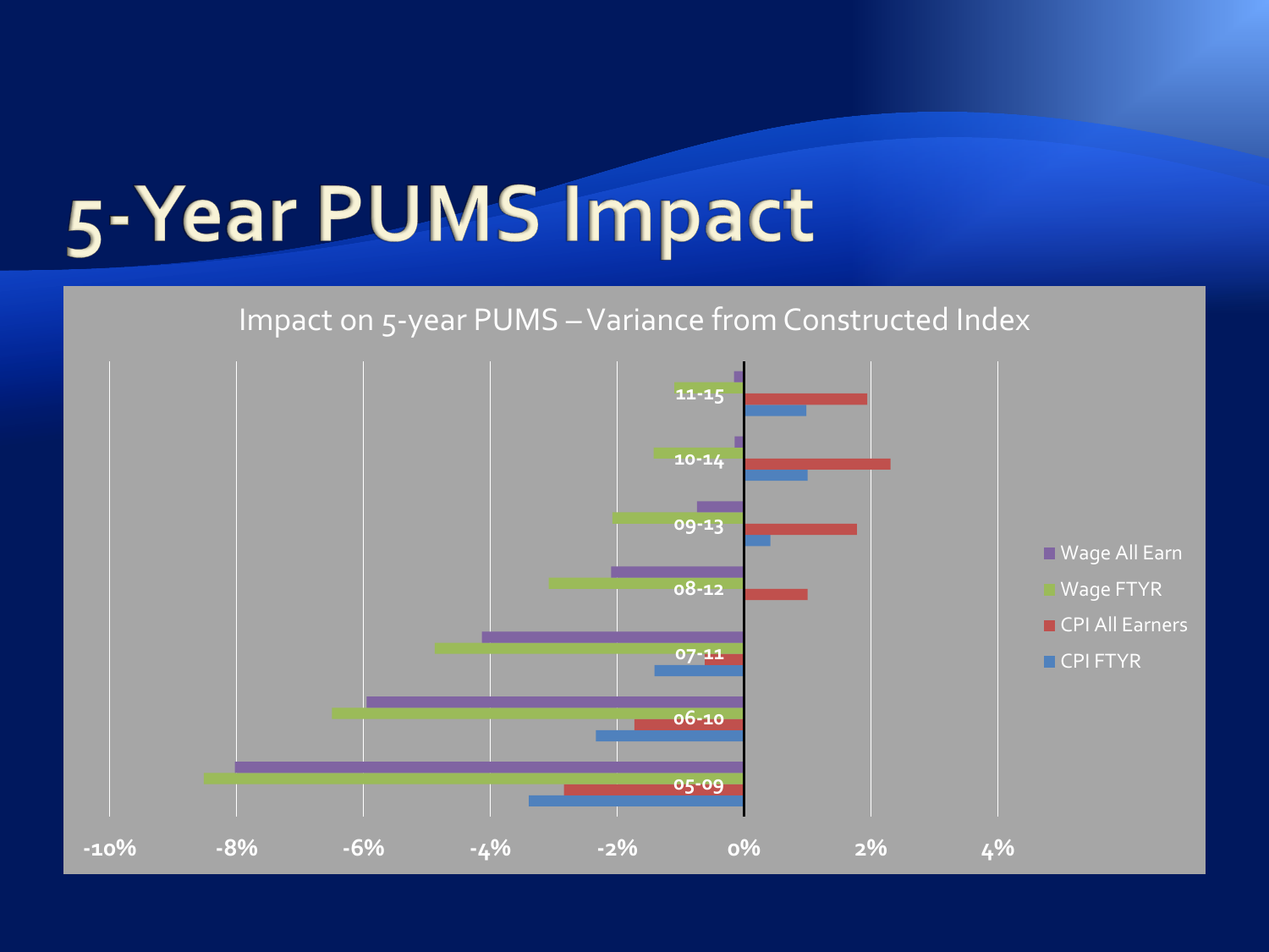# 5-Year PUMS Impact

Impact on 5-year PUMS – Variance from Constructed Index

Legend: Wage All Earn, Wage FTYR, CPI All Earners, CPI FTYR

Categories: 11-15, 10-14, 09-13, 08-12, 07-11, 06-10, 05-09

Axis: -10%, -8%, -6%, -4%, -2%, 0%, 2%, 4%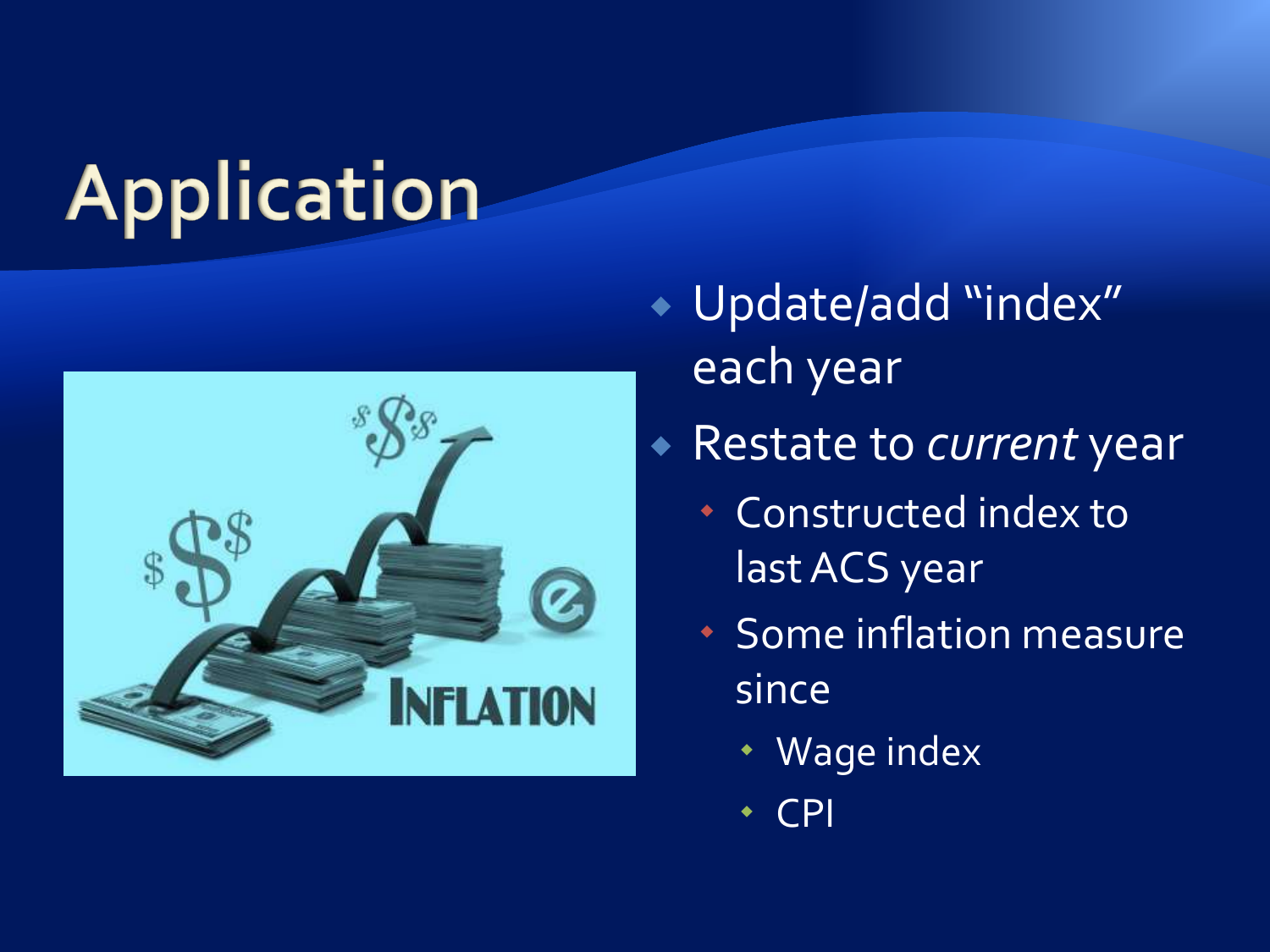# Application

- Update/add "index" each year
- Restate to *current* year
  - Constructed index to last ACS year
  - Some inflation measure since
    - Wage index
    - CPI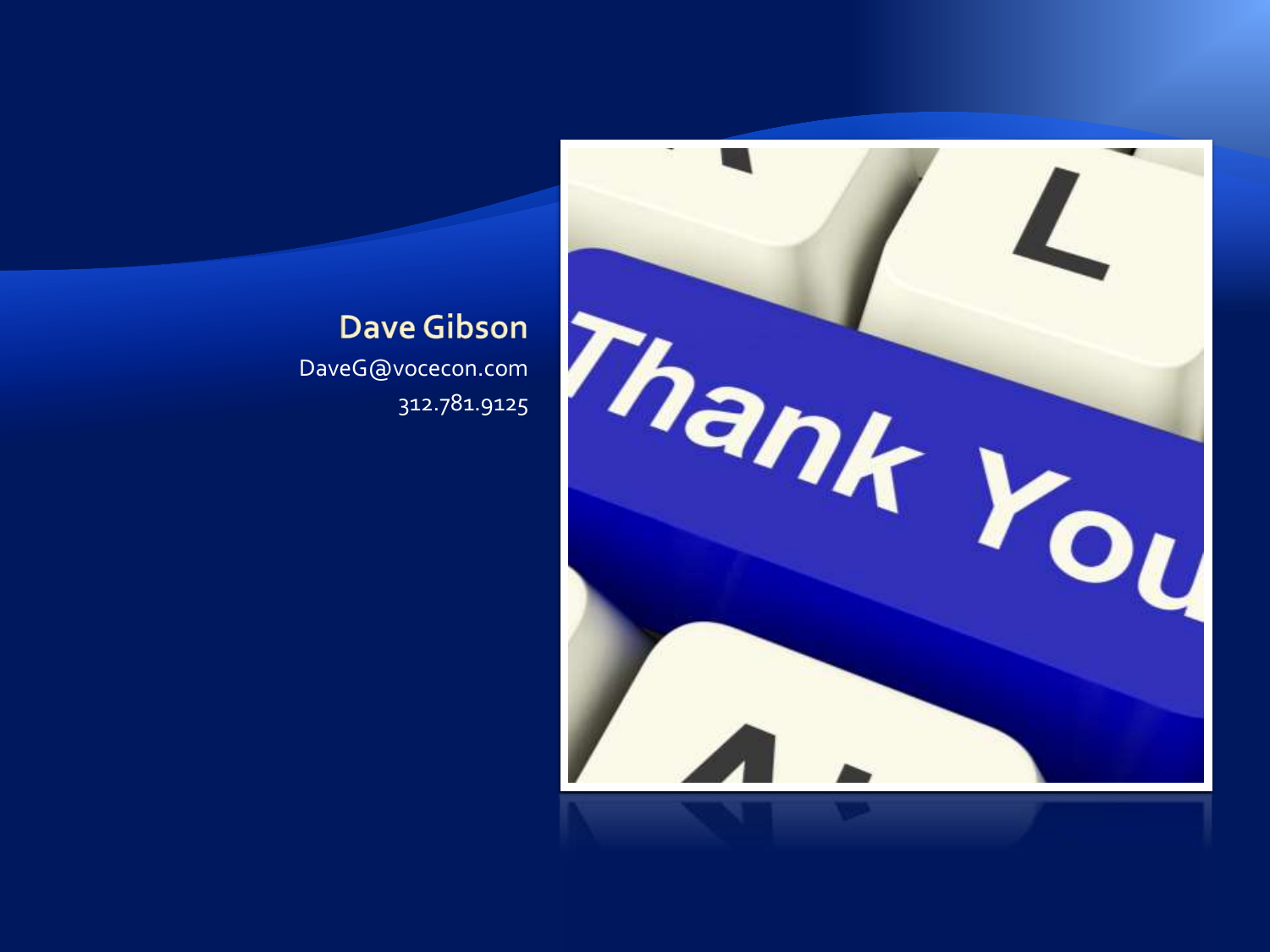**Dave Gibson**

DaveG@vocecon.com

312.781.9125